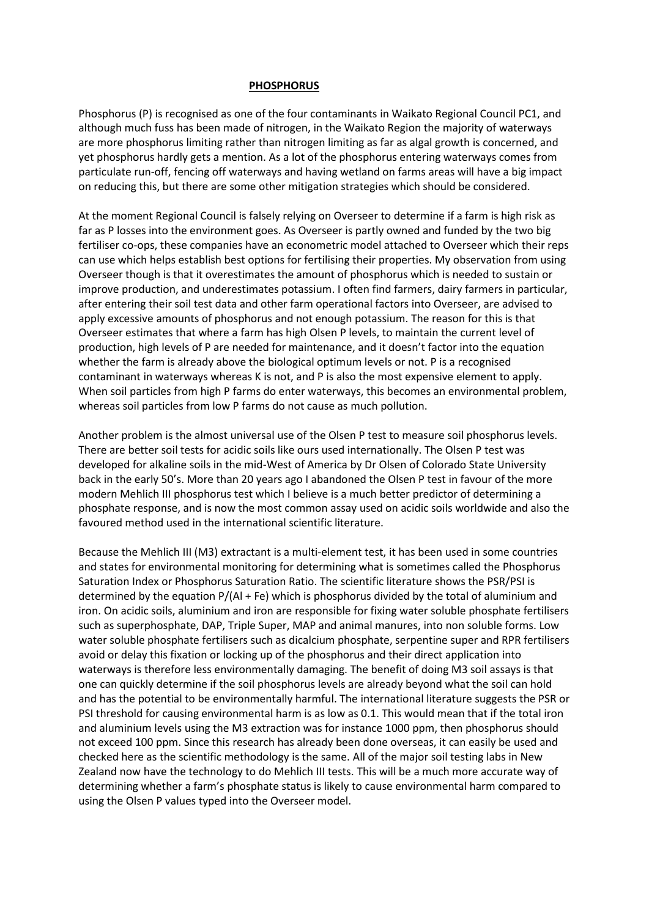# **PHOSPHORUS**

Phosphorus (P) is recognised as one of the four contaminants in Waikato Regional Council PC1, and although much fuss has been made of nitrogen, in the Waikato Region the majority of waterways are more phosphorus limiting rather than nitrogen limiting as far as algal growth is concerned, and yet phosphorus hardly gets a mention. As a lot of the phosphorus entering waterways comes from particulate run-off, fencing off waterways and having wetland on farms areas will have a big impact on reducing this, but there are some other mitigation strategies which should be considered.

At the moment Regional Council is falsely relying on Overseer to determine if a farm is high risk as far as P losses into the environment goes. As Overseer is partly owned and funded by the two big fertiliser co-ops, these companies have an econometric model attached to Overseer which their reps can use which helps establish best options for fertilising their properties. My observation from using Overseer though is that it overestimates the amount of phosphorus which is needed to sustain or improve production, and underestimates potassium. I often find farmers, dairy farmers in particular, after entering their soil test data and other farm operational factors into Overseer, are advised to apply excessive amounts of phosphorus and not enough potassium. The reason for this is that Overseer estimates that where a farm has high Olsen P levels, to maintain the current level of production, high levels of P are needed for maintenance, and it doesn't factor into the equation whether the farm is already above the biological optimum levels or not. P is a recognised contaminant in waterways whereas K is not, and P is also the most expensive element to apply. When soil particles from high P farms do enter waterways, this becomes an environmental problem, whereas soil particles from low P farms do not cause as much pollution.

Another problem is the almost universal use of the Olsen P test to measure soil phosphorus levels. There are better soil tests for acidic soils like ours used internationally. The Olsen P test was developed for alkaline soils in the mid-West of America by Dr Olsen of Colorado State University back in the early 50's. More than 20 years ago I abandoned the Olsen P test in favour of the more modern Mehlich III phosphorus test which I believe is a much better predictor of determining a phosphate response, and is now the most common assay used on acidic soils worldwide and also the favoured method used in the international scientific literature.

Because the Mehlich III (M3) extractant is a multi-element test, it has been used in some countries and states for environmental monitoring for determining what is sometimes called the Phosphorus Saturation Index or Phosphorus Saturation Ratio. The scientific literature shows the PSR/PSI is determined by the equation $P/(Al + Fe)$ which is phosphorus divided by the total of aluminium and iron. On acidic soils, aluminium and iron are responsible for fixing water soluble phosphate fertilisers such as superphosphate, DAP, Triple Super, MAP and animal manures, into non soluble forms. Low water soluble phosphate fertilisers such as dicalcium phosphate, serpentine super and RPR fertilisers avoid or delay this fixation or locking up of the phosphorus and their direct application into waterways is therefore less environmentally damaging. The benefit of doing M3 soil assays is that one can quickly determine if the soil phosphorus levels are already beyond what the soil can hold and has the potential to be environmentally harmful. The international literature suggests the PSR or PSI threshold for causing environmental harm is as low as 0.1. This would mean that if the total iron and aluminium levels using the M3 extraction was for instance 1000 ppm, then phosphorus should not exceed 100 ppm. Since this research has already been done overseas, it can easily be used and checked here as the scientific methodology is the same. All of the major soil testing labs in New Zealand now have the technology to do Mehlich III tests. This will be a much more accurate way of determining whether a farm's phosphate status is likely to cause environmental harm compared to using the Olsen P values typed into the Overseer model.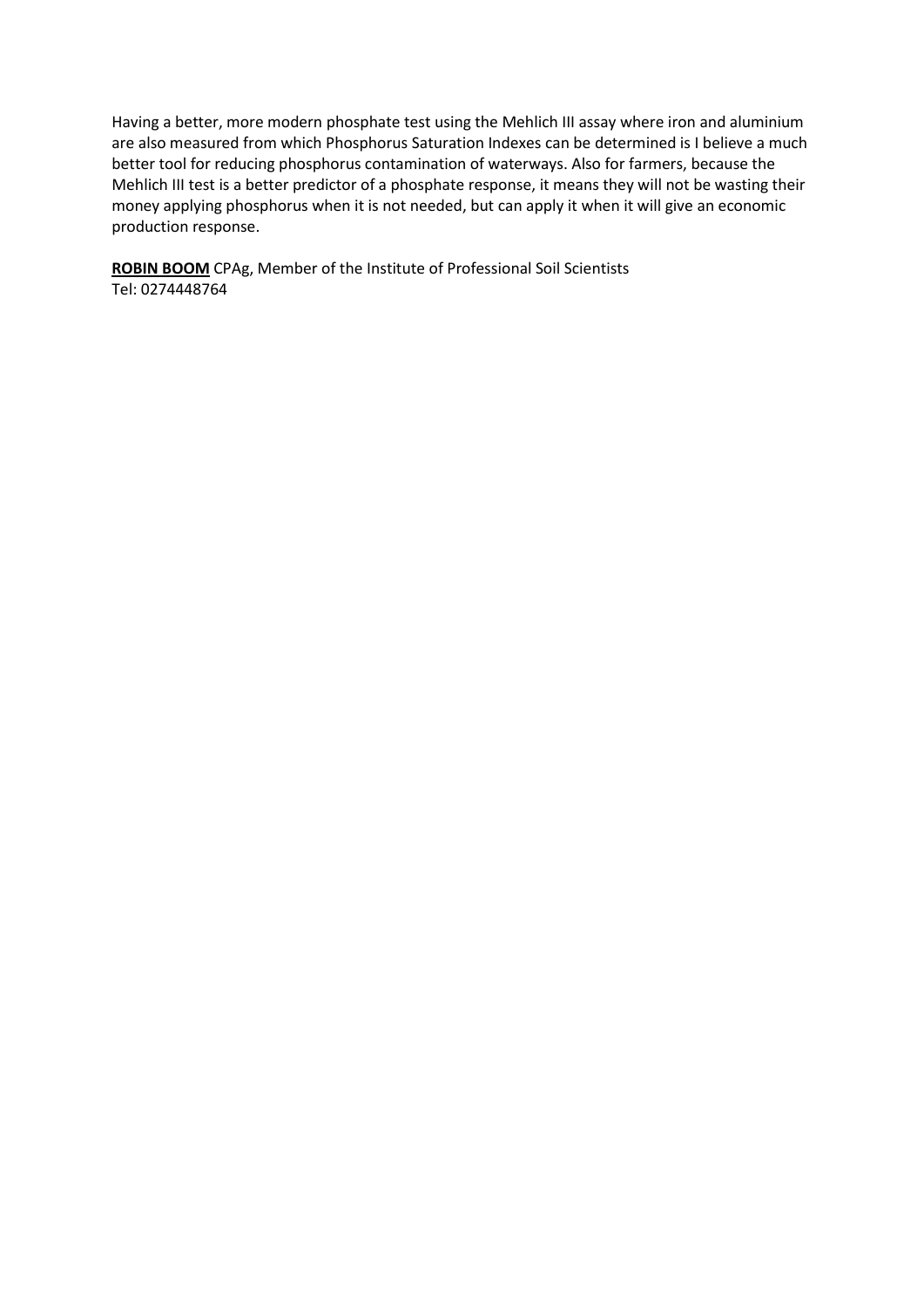Having a better, more modern phosphate test using the Mehlich III assay where iron and aluminium are also measured from which Phosphorus Saturation Indexes can be determined is I believe a much better tool for reducing phosphorus contamination of waterways. Also for farmers, because the Mehlich III test is a better predictor of a phosphate response, it means they will not be wasting their money applying phosphorus when it is not needed, but can apply it when it will give an economic production response.

**ROBIN BOOM** CPAg, Member of the Institute of Professional Soil Scientists
Tel: 0274448764